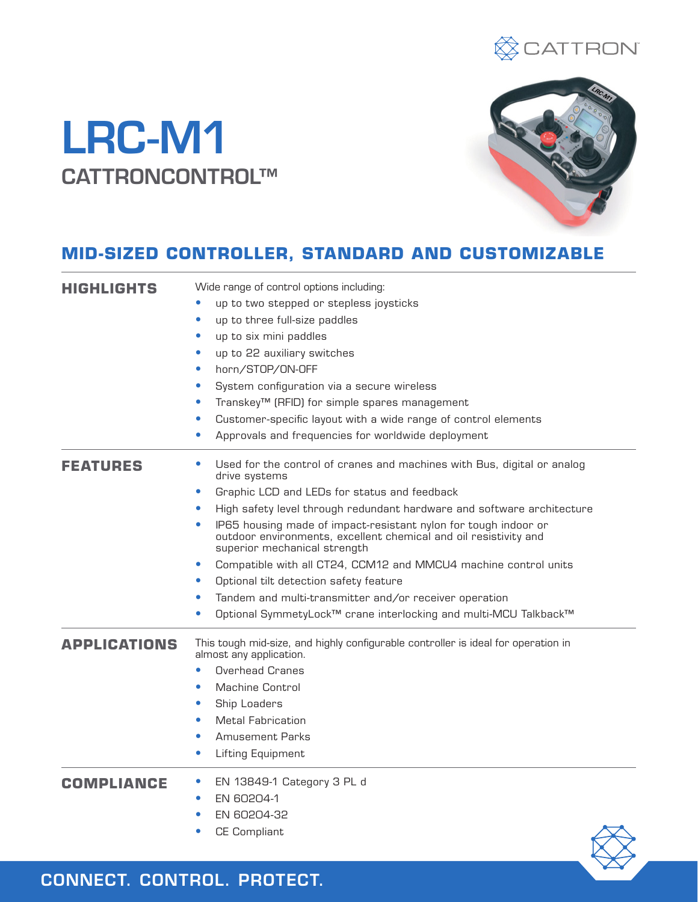# LRC-M1

## CATTRONCONTROL™

## MID-SIZED CONTROLLER, STANDARD AND CUSTOMIZABLE

### HIGHLIGHTS

Wide range of control options including:

- up to two stepped or stepless joysticks
- up to three full-size paddles
- up to six mini paddles
- up to 22 auxiliary switches
- horn/STOP/ON-OFF
- System configuration via a secure wireless
- Transkey™ (RFID) for simple spares management
- Customer-specific layout with a wide range of control elements
- Approvals and frequencies for worldwide deployment

### FEATURES

- Used for the control of cranes and machines with Bus, digital or analog drive systems
- Graphic LCD and LEDs for status and feedback
- High safety level through redundant hardware and software architecture
- IP65 housing made of impact-resistant nylon for tough indoor or outdoor environments, excellent chemical and oil resistivity and superior mechanical strength
- Compatible with all CT24, CCM12 and MMCU4 machine control units
- Optional tilt detection safety feature
- Tandem and multi-transmitter and/or receiver operation
- Optional SymmetyLock™ crane interlocking and multi-MCU Talkback™

### APPLICATIONS

This tough mid-size, and highly configurable controller is ideal for operation in almost any application.

- Overhead Cranes
- Machine Control
- Ship Loaders
- Metal Fabrication
- Amusement Parks
- Lifting Equipment

### COMPLIANCE

- EN 13849-1 Category 3 PL d
- EN 60204-1
- EN 60204-32
- CE Compliant

CONNECT. CONTROL. PROTECT.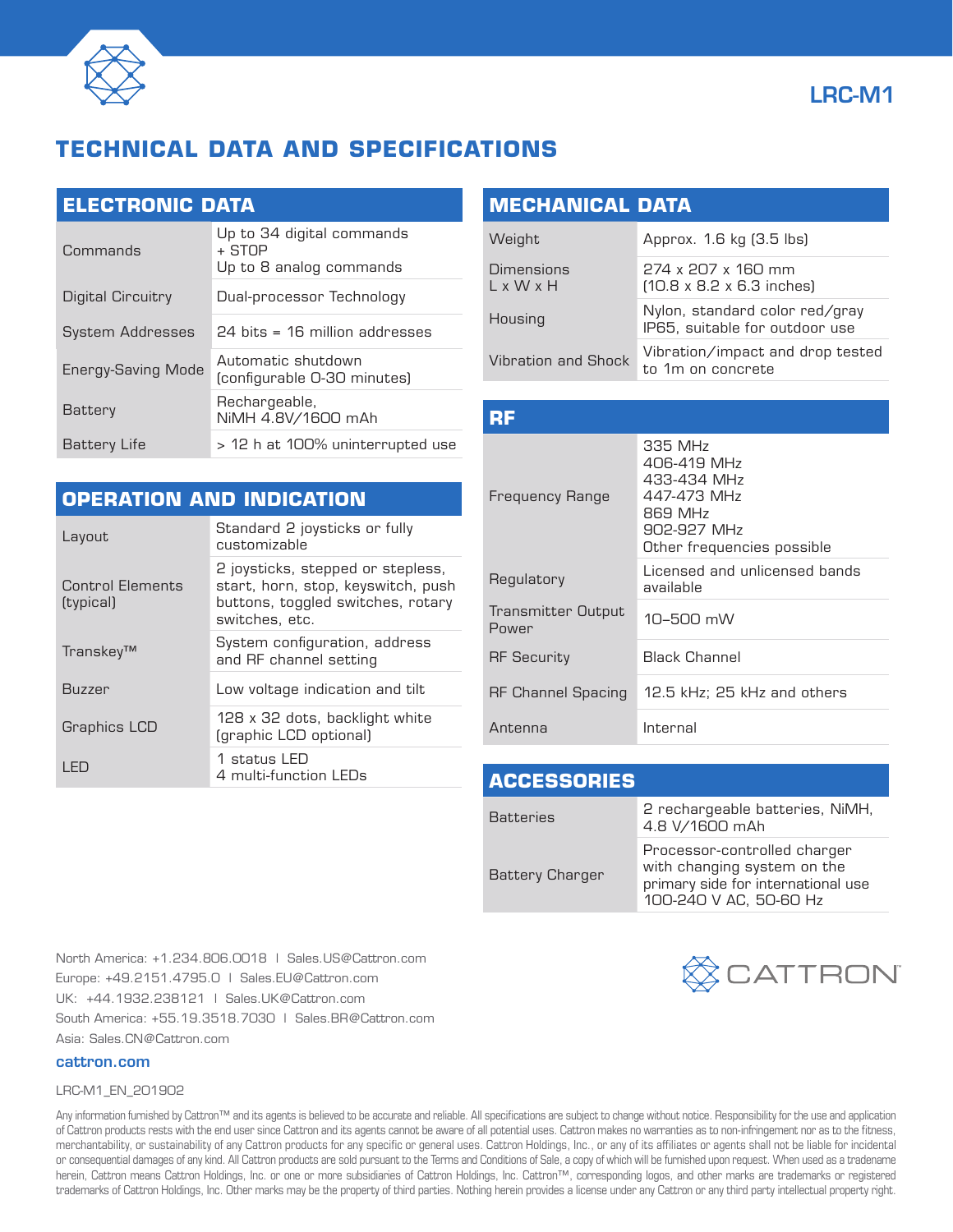LRC-M1

# TECHNICAL DATA AND SPECIFICATIONS

## ELECTRONIC DATA

| | |
|---|---|
| Commands | Up to 34 digital commands + STOP<br>Up to 8 analog commands |
| Digital Circuitry | Dual-processor Technology |
| System Addresses | 24 bits = 16 million addresses |
| Energy-Saving Mode | Automatic shutdown (configurable 0-30 minutes) |
| Battery | Rechargeable, NiMH 4.8V/1600 mAh |
| Battery Life | > 12 h at 100% uninterrupted use |

## OPERATION AND INDICATION

| | |
|---|---|
| Layout | Standard 2 joysticks or fully customizable |
| Control Elements (typical) | 2 joysticks, stepped or stepless, start, horn, stop, keyswitch, push buttons, toggled switches, rotary switches, etc. |
| Transkey™ | System configuration, address and RF channel setting |
| Buzzer | Low voltage indication and tilt |
| Graphics LCD | 128 x 32 dots, backlight white (graphic LCD optional) |
| LED | 1 status LED<br>4 multi-function LEDs |

## MECHANICAL DATA

| | |
|---|---|
| Weight | Approx. 1.6 kg (3.5 lbs) |
| Dimensions L x W x H | 274 x 207 x 160 mm<br>(10.8 x 8.2 x 6.3 inches) |
| Housing | Nylon, standard color red/gray<br>IP65, suitable for outdoor use |
| Vibration and Shock | Vibration/impact and drop tested to 1m on concrete |

## RF

| | |
|---|---|
| Frequency Range | 335 MHz<br>406-419 MHz<br>433-434 MHz<br>447-473 MHz<br>869 MHz<br>902-927 MHz<br>Other frequencies possible |
| Regulatory | Licensed and unlicensed bands available |
| Transmitter Output Power | 10–500 mW |
| RF Security | Black Channel |
| RF Channel Spacing | 12.5 kHz; 25 kHz and others |
| Antenna | Internal |

## ACCESSORIES

| | |
|---|---|
| Batteries | 2 rechargeable batteries, NiMH, 4.8 V/1600 mAh |
| Battery Charger | Processor-controlled charger with changing system on the primary side for international use 100-240 V AC, 50-60 Hz |

North America: +1.234.806.0018 | Sales.US@Cattron.com
Europe: +49.2151.4795.0 | Sales.EU@Cattron.com
UK: +44.1932.238121 | Sales.UK@Cattron.com
South America: +55.19.3518.7030 | Sales.BR@Cattron.com
Asia: Sales.CN@Cattron.com

**cattron.com**

CATTRON™

LRC-M1_EN_201902

Any information furnished by Cattron™ and its agents is believed to be accurate and reliable. All specifications are subject to change without notice. Responsibility for the use and application of Cattron products rests with the end user since Cattron and its agents cannot be aware of all potential uses. Cattron makes no warranties as to non-infringement nor as to the fitness, merchantability, or sustainability of any Cattron products for any specific or general uses. Cattron Holdings, Inc., or any of its affiliates or agents shall not be liable for incidental or consequential damages of any kind. All Cattron products are sold pursuant to the Terms and Conditions of Sale, a copy of which will be furnished upon request. When used as a tradename herein, Cattron means Cattron Holdings, Inc. or one or more subsidiaries of Cattron Holdings, Inc. Cattron™, corresponding logos, and other marks are trademarks or registered trademarks of Cattron Holdings, Inc. Other marks may be the property of third parties. Nothing herein provides a license under any Cattron or any third party intellectual property right.